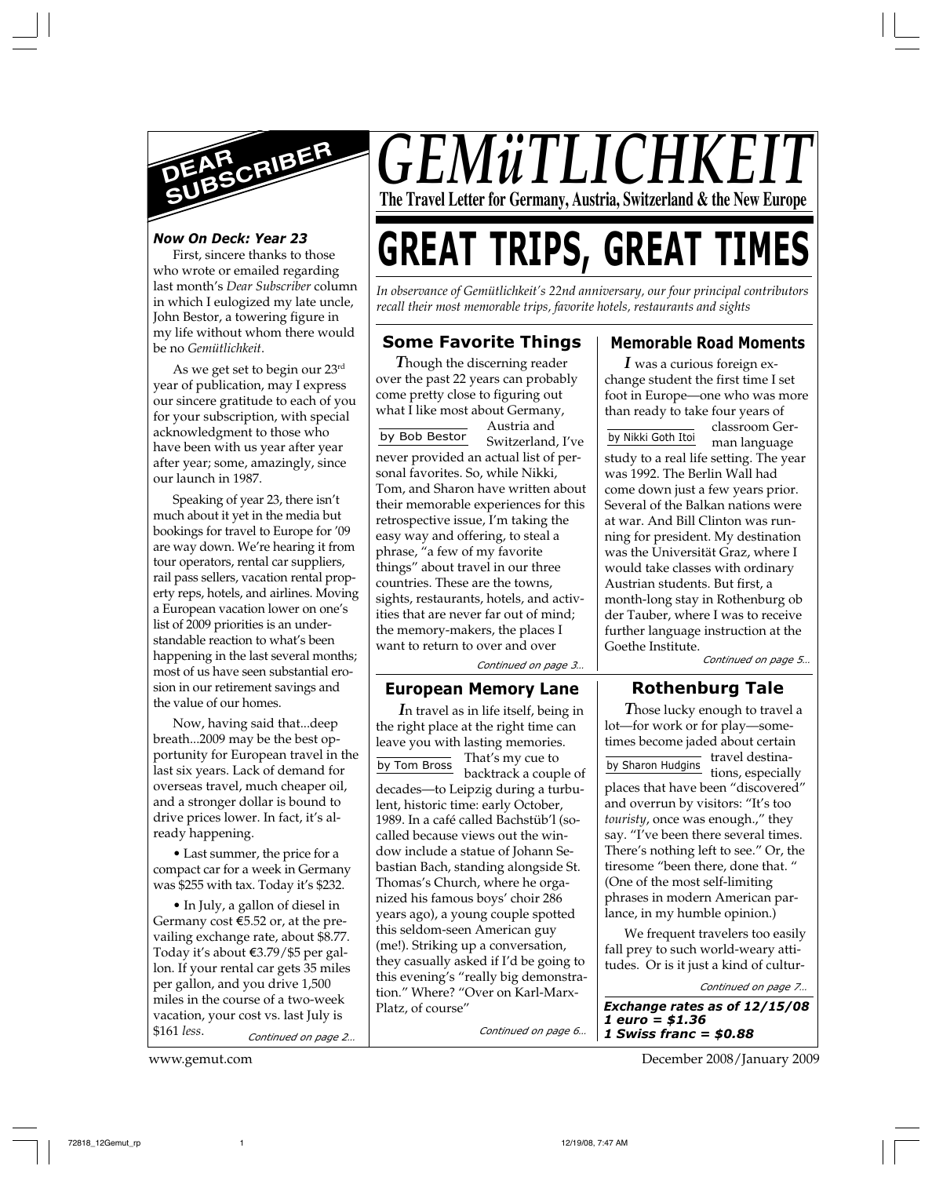# GEMüTLICHKEIT

**The Travel Letter for Germany, Austria, Switzerland & the New Europe**

## DEAR SUBSCRIBER

***Now On Deck: Year 23***

First, sincere thanks to those who wrote or emailed regarding last month's *Dear Subscriber* column in which I eulogized my late uncle, John Bestor, a towering figure in my life without whom there would be no *Gemütlichkeit*.

As we get set to begin our 23rd year of publication, may I express our sincere gratitude to each of you for your subscription, with special acknowledgment to those who have been with us year after year after year; some, amazingly, since our launch in 1987.

Speaking of year 23, there isn't much about it yet in the media but bookings for travel to Europe for '09 are way down. We're hearing it from tour operators, rental car suppliers, rail pass sellers, vacation rental property reps, hotels, and airlines. Moving a European vacation lower on one's list of 2009 priorities is an understandable reaction to what's been happening in the last several months; most of us have seen substantial erosion in our retirement savings and the value of our homes.

Now, having said that...deep breath...2009 may be the best opportunity for European travel in the last six years. Lack of demand for overseas travel, much cheaper oil, and a stronger dollar is bound to drive prices lower. In fact, it's already happening.

• Last summer, the price for a compact car for a week in Germany was $255 with tax. Today it's $232.

• In July, a gallon of diesel in Germany cost €5.52 or, at the prevailing exchange rate, about $8.77. Today it's about €3.79/$5 per gallon. If your rental car gets 35 miles per gallon, and you drive 1,500 miles in the course of a two-week vacation, your cost vs. last July is $161 *less*.

*Continued on page 2…*

# GREAT TRIPS, GREAT TIMES

*In observance of Gemütlichkeit's 22nd anniversary, our four principal contributors recall their most memorable trips, favorite hotels, restaurants and sights*

### Some Favorite Things

by Bob Bestor

***T**hough the discerning reader over the past 22 years can probably come pretty close to figuring out what I like most about Germany, Austria and Switzerland, I've never provided an actual list of personal favorites. So, while Nikki, Tom, and Sharon have written about their memorable experiences for this retrospective issue, I'm taking the easy way and offering, to steal a phrase, "a few of my favorite things" about travel in our three countries. These are the towns, sights, restaurants, hotels, and activities that are never far out of mind; the memory-makers, the places I want to return to over and over

*Continued on page 3…*

### European Memory Lane

by Tom Bross

***I**n travel as in life itself, being in the right place at the right time can leave you with lasting memories. That's my cue to backtrack a couple of decades—to Leipzig during a turbulent, historic time: early October, 1989. In a café called Bachstüb'l (so-called because views out the window include a statue of Johann Sebastian Bach, standing alongside St. Thomas's Church, where he organized his famous boys' choir 286 years ago), a young couple spotted this seldom-seen American guy (me!). Striking up a conversation, they casually asked if I'd be going to this evening's "really big demonstration." Where? "Over on Karl-Marx-Platz, of course"

*Continued on page 6…*

### Memorable Road Moments

by Nikki Goth Itoi

***I** was a curious foreign exchange student the first time I set foot in Europe—one who was more than ready to take four years of classroom German language study to a real life setting. The year was 1992. The Berlin Wall had come down just a few years prior. Several of the Balkan nations were at war. And Bill Clinton was running for president. My destination was the Universität Graz, where I would take classes with ordinary Austrian students. But first, a month-long stay in Rothenburg ob der Tauber, where I was to receive further language instruction at the Goethe Institute.

*Continued on page 5…*

### Rothenburg Tale

by Sharon Hudgins

***T**hose lucky enough to travel a lot—for work or for play—sometimes become jaded about certain travel destinations, especially places that have been "discovered" and overrun by visitors: "It's too *touristy*, once was enough.," they say. "I've been there several times. There's nothing left to see." Or, the tiresome "been there, done that. " (One of the most self-limiting phrases in modern American parlance, in my humble opinion.)

We frequent travelers too easily fall prey to such world-weary attitudes. Or is it just a kind of cultur-

*Continued on page 7…*

***Exchange rates as of 12/15/08***
***1 euro = $1.36***
***1 Swiss franc = $0.88***

www.gemut.com — December 2008/January 2009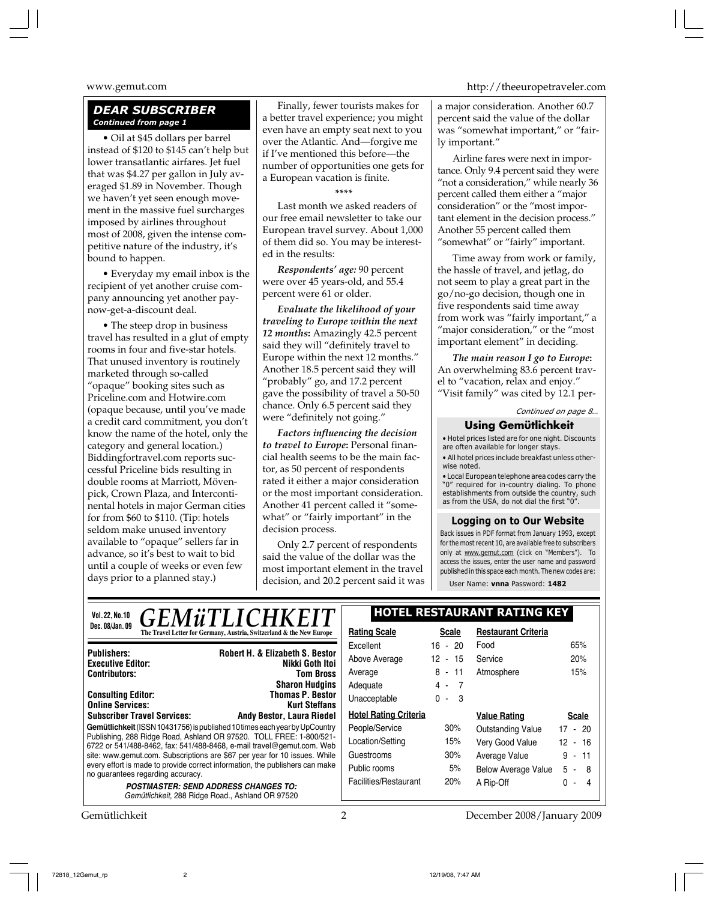## DEAR SUBSCRIBER

*Continued from page 1*

• Oil at $45 dollars per barrel instead of $120 to $145 can't help but lower transatlantic airfares. Jet fuel that was $4.27 per gallon in July averaged $1.89 in November. Though we haven't yet seen enough movement in the massive fuel surcharges imposed by airlines throughout most of 2008, given the intense competitive nature of the industry, it's bound to happen.

• Everyday my email inbox is the recipient of yet another cruise company announcing yet another pay-now-get-a-discount deal.

• The steep drop in business travel has resulted in a glut of empty rooms in four and five-star hotels. That unused inventory is routinely marketed through so-called "opaque" booking sites such as Priceline.com and Hotwire.com (opaque because, until you've made a credit card commitment, you don't know the name of the hotel, only the category and general location.) Biddingfortravel.com reports successful Priceline bids resulting in double rooms at Marriott, Mövenpick, Crown Plaza, and Intercontinental hotels in major German cities for from $60 to $110. (Tip: hotels seldom make unused inventory available to "opaque" sellers far in advance, so it's best to wait to bid until a couple of weeks or even few days prior to a planned stay.)

Finally, fewer tourists makes for a better travel experience; you might even have an empty seat next to you over the Atlantic. And—forgive me if I've mentioned this before—the number of opportunities one gets for a European vacation is finite.

****

Last month we asked readers of our free email newsletter to take our European travel survey. About 1,000 of them did so. You may be interested in the results:

***Respondents' age:*** 90 percent were over 45 years-old, and 55.4 percent were 61 or older.

***Evaluate the likelihood of your traveling to Europe within the next 12 months*:** Amazingly 42.5 percent said they will "definitely travel to Europe within the next 12 months." Another 18.5 percent said they will "probably" go, and 17.2 percent gave the possibility of travel a 50-50 chance. Only 6.5 percent said they were "definitely not going."

***Factors influencing the decision to travel to Europe*:** Personal financial health seems to be the main factor, as 50 percent of respondents rated it either a major consideration or the most important consideration. Another 41 percent called it "somewhat" or "fairly important" in the decision process.

Only 2.7 percent of respondents said the value of the dollar was the most important element in the travel decision, and 20.2 percent said it was a major consideration. Another 60.7 percent said the value of the dollar was "somewhat important," or "fairly important."

Airline fares were next in importance. Only 9.4 percent said they were "not a consideration," while nearly 36 percent called them either a "major consideration" or the "most important element in the decision process." Another 55 percent called them "somewhat" or "fairly" important.

Time away from work or family, the hassle of travel, and jetlag, do not seem to play a great part in the go/no-go decision, though one in five respondents said time away from work was "fairly important," a "major consideration," or the "most important element" in deciding.

***The main reason I go to Europe*:** An overwhelming 83.6 percent travel to "vacation, relax and enjoy." "Visit family" was cited by 12.1 per-

*Continued on page 8...*

### Using Gemütlichkeit

• Hotel prices listed are for one night. Discounts are often available for longer stays.

• All hotel prices include breakfast unless otherwise noted.

• Local European telephone area codes carry the "0" required for in-country dialing. To phone establishments from outside the country, such as from the USA, do not dial the first "0".

### Logging on to Our Website

Back issues in PDF format from January 1993, except for the most recent 10, are available free to subscribers only at www.gemut.com (click on "Members"). To access the issues, enter the user name and password published in this space each month. The new codes are:

User Name: **vnna** Password: **1482**

---

**Vol. 22, No.10**
**Dec. 08/Jan. 09**

# GEMüTLICHKEIT

**The Travel Letter for Germany, Austria, Switzerland & the New Europe**

| | |
|---|---|
| **Publishers:** | **Robert H. & Elizabeth S. Bestor** |
| **Executive Editor:** | **Nikki Goth Itoi** |
| **Contributors:** | **Tom Bross** |
| | **Sharon Hudgins** |
| **Consulting Editor:** | **Thomas P. Bestor** |
| **Online Services:** | **Kurt Steffans** |
| **Subscriber Travel Services:** | **Andy Bestor, Laura Riedel** |

**Gemütlichkeit** (ISSN 10431756) is published 10 times each year by UpCountry Publishing, 288 Ridge Road, Ashland OR 97520. TOLL FREE: 1-800/521-6722 or 541/488-8462, fax: 541/488-8468, e-mail travel@gemut.com. Web site: www.gemut.com. Subscriptions are $67 per year for 10 issues. While every effort is made to provide correct information, the publishers can make no guarantees regarding accuracy.

***POSTMASTER: SEND ADDRESS CHANGES TO:***
*Gemütlichkeit, 288 Ridge Road., Ashland OR 97520*

### HOTEL RESTAURANT RATING KEY

| Rating Scale | Scale |
|---|---|
| Excellent | 16 - 20 |
| Above Average | 12 - 15 |
| Average | 8 - 11 |
| Adequate | 4 - 7 |
| Unacceptable | 0 - 3 |

| Restaurant Criteria | |
|---|---|
| Food | 65% |
| Service | 20% |
| Atmosphere | 15% |

| Hotel Rating Criteria | |
|---|---|
| People/Service | 30% |
| Location/Setting | 15% |
| Guestrooms | 30% |
| Public rooms | 5% |
| Facilities/Restaurant | 20% |

| Value Rating | Scale |
|---|---|
| Outstanding Value | 17 - 20 |
| Very Good Value | 12 - 16 |
| Average Value | 9 - 11 |
| Below Average Value | 5 - 8 |
| A Rip-Off | 0 - 4 |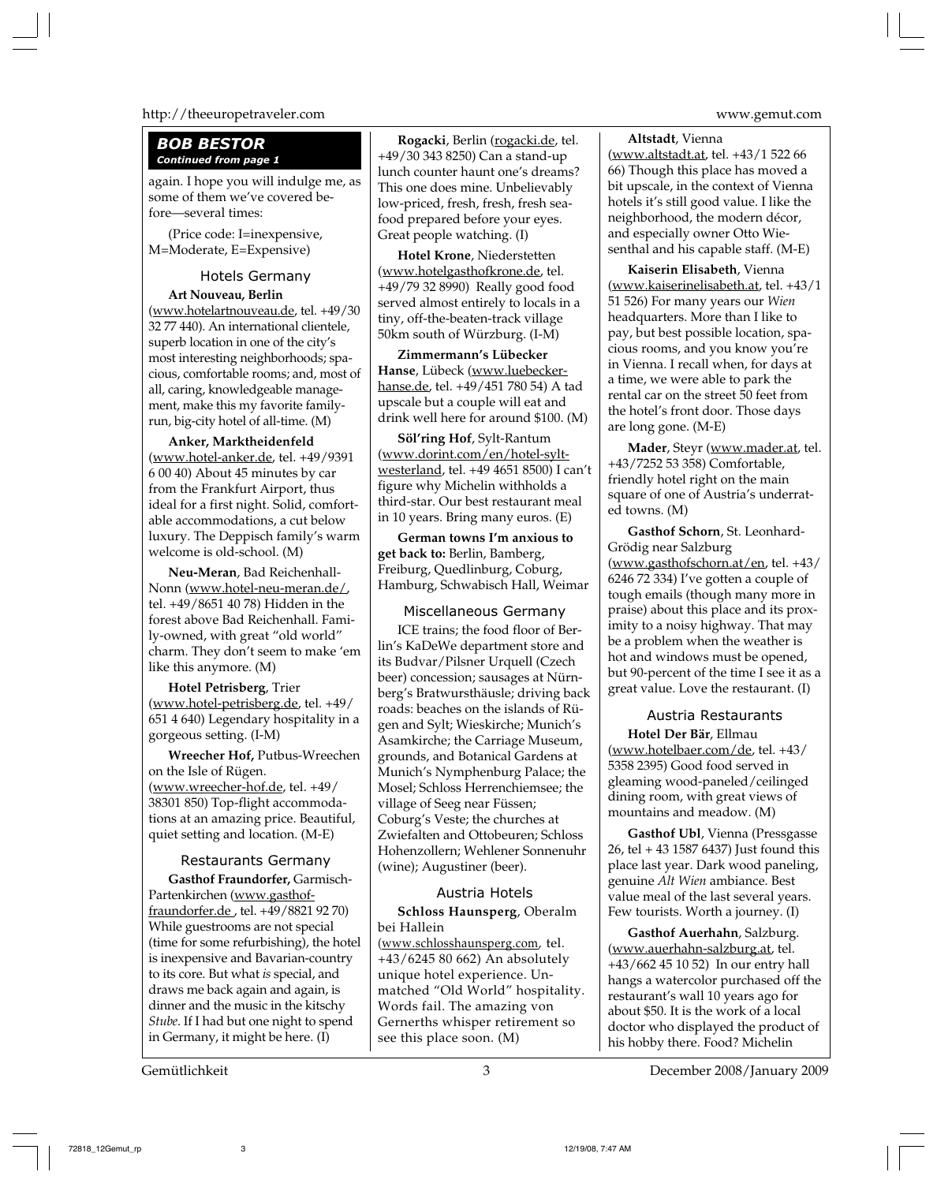## BOB BESTOR
*Continued from page 1*

again. I hope you will indulge me, as some of them we've covered before—several times:

(Price code: I=inexpensive, M=Moderate, E=Expensive)

### Hotels Germany

**Art Nouveau, Berlin** (www.hotelartnouveau.de, tel. +49/30 32 77 440). An international clientele, superb location in one of the city's most interesting neighborhoods; spacious, comfortable rooms; and, most of all, caring, knowledgeable management, make this my favorite family-run, big-city hotel of all-time. (M)

**Anker, Marktheidenfeld** (www.hotel-anker.de, tel. +49/9391 6 00 40) About 45 minutes by car from the Frankfurt Airport, thus ideal for a first night. Solid, comfortable accommodations, a cut below luxury. The Deppisch family's warm welcome is old-school. (M)

**Neu-Meran**, Bad Reichenhall-Nonn (www.hotel-neu-meran.de/, tel. +49/8651 40 78) Hidden in the forest above Bad Reichenhall. Family-owned, with great "old world" charm. They don't seem to make 'em like this anymore. (M)

**Hotel Petrisberg**, Trier (www.hotel-petrisberg.de, tel. +49/ 651 4 640) Legendary hospitality in a gorgeous setting. (I-M)

**Wreecher Hof,** Putbus-Wreechen on the Isle of Rügen. (www.wreecher-hof.de, tel. +49/ 38301 850) Top-flight accommodations at an amazing price. Beautiful, quiet setting and location. (M-E)

### Restaurants Germany

**Gasthof Fraundorfer,** Garmisch-Partenkirchen (www.gasthof-fraundorfer.de , tel. +49/8821 92 70) While guestrooms are not special (time for some refurbishing), the hotel is inexpensive and Bavarian-country to its core. But what *is* special, and draws me back again and again, is dinner and the music in the kitschy *Stube*. If I had but one night to spend in Germany, it might be here. (I)

**Rogacki**, Berlin (rogacki.de, tel. +49/30 343 8250) Can a stand-up lunch counter haunt one's dreams? This one does mine. Unbelievably low-priced, fresh, fresh, fresh seafood prepared before your eyes. Great people watching. (I)

**Hotel Krone**, Niederstetten (www.hotelgasthofkrone.de, tel. +49/79 32 8990) Really good food served almost entirely to locals in a tiny, off-the-beaten-track village 50km south of Würzburg. (I-M)

**Zimmermann's Lübecker Hanse**, Lübeck (www.luebecker-hanse.de, tel. +49/451 780 54) A tad upscale but a couple will eat and drink well here for around $100. (M)

**Söl'ring Hof**, Sylt-Rantum (www.dorint.com/en/hotel-sylt-westerland, tel. +49 4651 8500) I can't figure why Michelin withholds a third-star. Our best restaurant meal in 10 years. Bring many euros. (E)

**German towns I'm anxious to get back to:** Berlin, Bamberg, Freiburg, Quedlinburg, Coburg, Hamburg, Schwabisch Hall, Weimar

### Miscellaneous Germany

ICE trains; the food floor of Berlin's KaDeWe department store and its Budvar/Pilsner Urquell (Czech beer) concession; sausages at Nürnberg's Bratwursthäusle; driving back roads: beaches on the islands of Rügen and Sylt; Wieskirche; Munich's Asamkirche; the Carriage Museum, grounds, and Botanical Gardens at Munich's Nymphenburg Palace; the Mosel; Schloss Herrenchiemsee; the village of Seeg near Füssen; Coburg's Veste; the churches at Zwiefalten and Ottobeuren; Schloss Hohenzollern; Wehlener Sonnenuhr (wine); Augustiner (beer).

### Austria Hotels

**Schloss Haunsperg**, Oberalm bei Hallein (www.schlosshaunsperg.com, tel. +43/6245 80 662) An absolutely unique hotel experience. Unmatched "Old World" hospitality. Words fail. The amazing von Gernerths whisper retirement so see this place soon. (M)

**Altstadt**, Vienna (www.altstadt.at, tel. +43/1 522 66 66) Though this place has moved a bit upscale, in the context of Vienna hotels it's still good value. I like the neighborhood, the modern décor, and especially owner Otto Wiesenthal and his capable staff. (M-E)

**Kaiserin Elisabeth**, Vienna (www.kaiserinelisabeth.at, tel. +43/1 51 526) For many years our *Wien* headquarters. More than I like to pay, but best possible location, spacious rooms, and you know you're in Vienna. I recall when, for days at a time, we were able to park the rental car on the street 50 feet from the hotel's front door. Those days are long gone. (M-E)

**Mader**, Steyr (www.mader.at, tel. +43/7252 53 358) Comfortable, friendly hotel right on the main square of one of Austria's underrated towns. (M)

**Gasthof Schorn**, St. Leonhard-Grödig near Salzburg (www.gasthofschorn.at/en, tel. +43/ 6246 72 334) I've gotten a couple of tough emails (though many more in praise) about this place and its proximity to a noisy highway. That may be a problem when the weather is hot and windows must be opened, but 90-percent of the time I see it as a great value. Love the restaurant. (I)

### Austria Restaurants

**Hotel Der Bär**, Ellmau (www.hotelbaer.com/de, tel. +43/ 5358 2395) Good food served in gleaming wood-paneled/ceilinged dining room, with great views of mountains and meadow. (M)

**Gasthof Ubl**, Vienna (Pressgasse 26, tel + 43 1587 6437) Just found this place last year. Dark wood paneling, genuine *Alt Wien* ambiance. Best value meal of the last several years. Few tourists. Worth a journey. (I)

**Gasthof Auerhahn**, Salzburg. (www.auerhahn-salzburg.at, tel. +43/662 45 10 52) In our entry hall hangs a watercolor purchased off the restaurant's wall 10 years ago for about $50. It is the work of a local doctor who displayed the product of his hobby there. Food? Michelin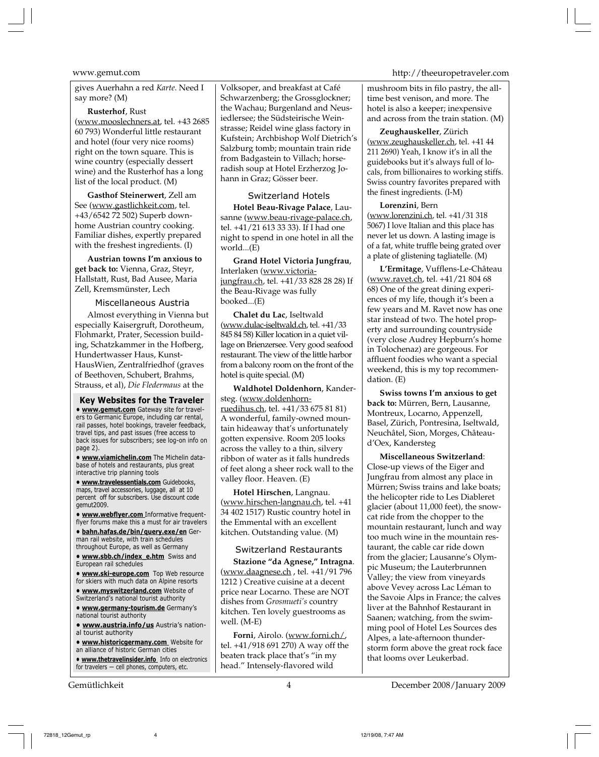gives Auerhahn a red *Karte*. Need I say more? (M)

**Rusterhof**, Rust (www.mooslechners.at, tel. +43 2685 60 793) Wonderful little restaurant and hotel (four very nice rooms) right on the town square. This is wine country (especially dessert wine) and the Rusterhof has a long list of the local product. (M)

**Gasthof Steinerwert**, Zell am See (www.gastlichkeit.com, tel. +43/6542 72 502) Superb downhome Austrian country cooking. Familiar dishes, expertly prepared with the freshest ingredients. (I)

**Austrian towns I'm anxious to get back to:** Vienna, Graz, Steyr, Hallstatt, Rust, Bad Ausee, Maria Zell, Kremsmünster, Lech

### Miscellaneous Austria

Almost everything in Vienna but especially Kaisergruft, Dorotheum, Flohmarkt, Prater, Secession building, Schatzkammer in the Hofberg, Hundertwasser Haus, KunstHausWien, Zentralfriedhof (graves of Beethoven, Schubert, Brahms, Strauss, et al), *Die Fledermaus* at the Volksoper, and breakfast at Café Schwarzenberg; the Grossglockner; the Wachau; Burgenland and Neusiedlersee; the Südsteirische Weinstrasse; Reidel wine glass factory in Kufstein; Archbishop Wolf Dietrich's Salzburg tomb; mountain train ride from Badgastein to Villach; horseradish soup at Hotel Erzherzog Johann in Graz; Gösser beer.

### Key Websites for the Traveler

- **www.gemut.com** Gateway site for travelers to Germanic Europe, including car rental, rail passes, hotel bookings, traveler feedback, travel tips, and past issues (free access to back issues for subscribers; see log-on info on page 2).
- **www.viamichelin.com** The Michelin database of hotels and restaurants, plus great interactive trip planning tools
- **www.travelessentials.com** Guidebooks, maps, travel accessories, luggage, all at 10 percent off for subscribers. Use discount code gemut2009.
- **www.webflyer.com** Informative frequent-flyer forums make this a must for air travelers
- **bahn.hafas.de/bin/query.exe/en** German rail website, with train schedules throughout Europe, as well as Germany
- **www.sbb.ch/index_e.htm** Swiss and European rail schedules
- **www.ski-europe.com** Top Web resource for skiers with much data on Alpine resorts
- **www.myswitzerland.com** Website of Switzerland's national tourist authority
- **www.germany-tourism.de** Germany's national tourist authority
- **www.austria.info/us** Austria's national tourist authority
- **www.historicgermany.com** Website for an alliance of historic German cities
- **www.thetravelinsider.info** Info on electronics for travelers — cell phones, computers, etc.

### Switzerland Hotels

**Hotel Beau-Rivage Palace**, Lausanne (www.beau-rivage-palace.ch, tel. +41/21 613 33 33). If I had one night to spend in one hotel in all the world...(E)

**Grand Hotel Victoria Jungfrau**, Interlaken (www.victoria-jungfrau.ch, tel. +41/33 828 28 28) If the Beau-Rivage was fully booked...(E)

**Chalet du Lac**, Iseltwald (www.dulac-iseltwald.ch, tel. +41/33 845 84 58) Killer location in a quiet village on Brienzersee. Very good seafood restaurant. The view of the little harbor from a balcony room on the front of the hotel is quite special. (M)

**Waldhotel Doldenhorn**, Kandersteg. (www.doldenhorn-ruedihus.ch, tel. +41/33 675 81 81) A wonderful, family-owned mountain hideaway that's unfortunately gotten expensive. Room 205 looks across the valley to a thin, silvery ribbon of water as it falls hundreds of feet along a sheer rock wall to the valley floor. Heaven. (E)

**Hotel Hirschen**, Langnau. (www.hirschen-langnau.ch, tel. +41 34 402 1517) Rustic country hotel in the Emmental with an excellent kitchen. Outstanding value. (M)

### Switzerland Restaurants

**Stazione "da Agnese," Intragna**. (www.daagnese.ch , tel. +41/91 796 1212 ) Creative cuisine at a decent price near Locarno. These are NOT dishes from *Grosmueti's* country kitchen. Ten lovely guestrooms as well. (M-E)

**Forni**, Airolo. (www.forni.ch/, tel. +41/918 691 270) A way off the beaten track place that's "in my head." Intensely-flavored wild mushroom bits in filo pastry, the all-time best venison, and more. The hotel is also a keeper; inexpensive and across from the train station. (M)

**Zeughauskeller**, Zürich (www.zeughauskeller.ch, tel. +41 44 211 2690) Yeah, I know it's in all the guidebooks but it's always full of locals, from billionaires to working stiffs. Swiss country favorites prepared with the finest ingredients. (I-M)

**Lorenzini**, Bern (www.lorenzini.ch, tel. +41/31 318 5067) I love Italian and this place has never let us down. A lasting image is of a fat, white truffle being grated over a plate of glistening tagliatelle. (M)

**L'Ermitage**, Vufflens-Le-Château (www.ravet.ch, tel. +41/21 804 68 68) One of the great dining experiences of my life, though it's been a few years and M. Ravet now has one star instead of two. The hotel property and surrounding countryside (very close Audrey Hepburn's home in Tolochenaz) are gorgeous. For affluent foodies who want a special weekend, this is my top recommendation. (E)

**Swiss towns I'm anxious to get back to:** Mürren, Bern, Lausanne, Montreux, Locarno, Appenzell, Basel, Zürich, Pontresina, Iseltwald, Neuchâtel, Sion, Morges, Château-d'Oex, Kandersteg

**Miscellaneous Switzerland**: Close-up views of the Eiger and Jungfrau from almost any place in Mürren; Swiss trains and lake boats; the helicopter ride to Les Diableret glacier (about 11,000 feet), the snowcat ride from the chopper to the mountain restaurant, lunch and way too much wine in the mountain restaurant, the cable car ride down from the glacier; Lausanne's Olympic Museum; the Lauterbrunnen Valley; the view from vineyards above Vevey across Lac Léman to the Savoie Alps in France; the calves liver at the Bahnhof Restaurant in Saanen; watching, from the swimming pool of Hotel Les Sources des Alpes, a late-afternoon thunderstorm form above the great rock face that looms over Leukerbad.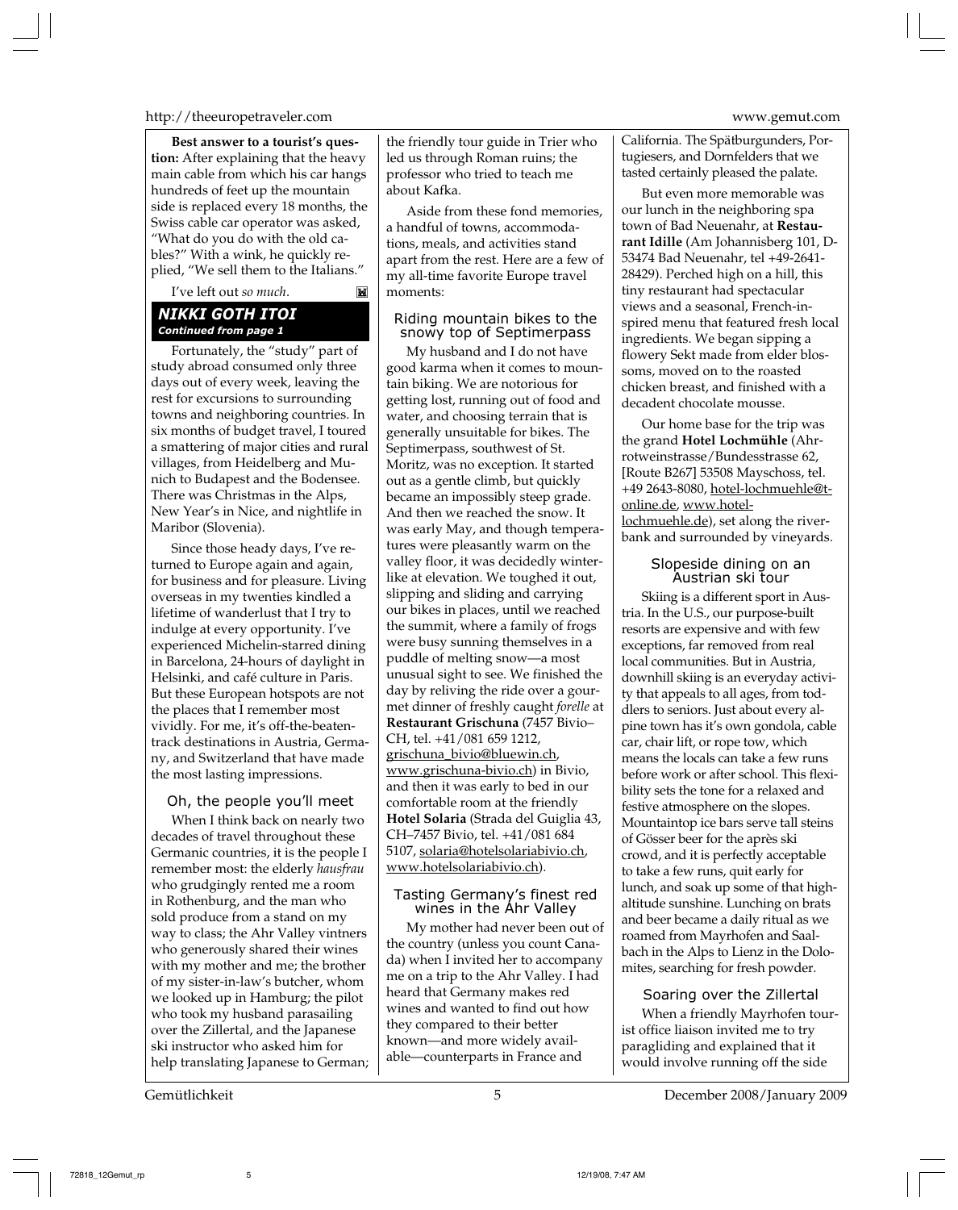**Best answer to a tourist's question:** After explaining that the heavy main cable from which his car hangs hundreds of feet up the mountain side is replaced every 18 months, the Swiss cable car operator was asked, "What do you do with the old cables?" With a wink, he quickly replied, "We sell them to the Italians."

I've left out *so much*.

## NIKKI GOTH ITOI

***Continued from page 1***

Fortunately, the "study" part of study abroad consumed only three days out of every week, leaving the rest for excursions to surrounding towns and neighboring countries. In six months of budget travel, I toured a smattering of major cities and rural villages, from Heidelberg and Munich to Budapest and the Bodensee. There was Christmas in the Alps, New Year's in Nice, and nightlife in Maribor (Slovenia).

Since those heady days, I've returned to Europe again and again, for business and for pleasure. Living overseas in my twenties kindled a lifetime of wanderlust that I try to indulge at every opportunity. I've experienced Michelin-starred dining in Barcelona, 24-hours of daylight in Helsinki, and café culture in Paris. But these European hotspots are not the places that I remember most vividly. For me, it's off-the-beaten-track destinations in Austria, Germany, and Switzerland that have made the most lasting impressions.

### Oh, the people you'll meet

When I think back on nearly two decades of travel throughout these Germanic countries, it is the people I remember most: the elderly *hausfrau* who grudgingly rented me a room in Rothenburg, and the man who sold produce from a stand on my way to class; the Ahr Valley vintners who generously shared their wines with my mother and me; the brother of my sister-in-law's butcher, whom we looked up in Hamburg; the pilot who took my husband parasailing over the Zillertal, and the Japanese ski instructor who asked him for help translating Japanese to German; the friendly tour guide in Trier who led us through Roman ruins; the professor who tried to teach me about Kafka.

Aside from these fond memories, a handful of towns, accommodations, meals, and activities stand apart from the rest. Here are a few of my all-time favorite Europe travel moments:

### Riding mountain bikes to the snowy top of Septimerpass

My husband and I do not have good karma when it comes to mountain biking. We are notorious for getting lost, running out of food and water, and choosing terrain that is generally unsuitable for bikes. The Septimerpass, southwest of St. Moritz, was no exception. It started out as a gentle climb, but quickly became an impossibly steep grade. And then we reached the snow. It was early May, and though temperatures were pleasantly warm on the valley floor, it was decidedly winter-like at elevation. We toughed it out, slipping and sliding and carrying our bikes in places, until we reached the summit, where a family of frogs were busy sunning themselves in a puddle of melting snow—a most unusual sight to see. We finished the day by reliving the ride over a gourmet dinner of freshly caught *forelle* at **Restaurant Grischuna** (7457 Bivio–CH, tel. +41/081 659 1212, grischuna_bivio@bluewin.ch, www.grischuna-bivio.ch) in Bivio, and then it was early to bed in our comfortable room at the friendly **Hotel Solaria** (Strada del Guiglia 43, CH–7457 Bivio, tel. +41/081 684 5107, solaria@hotelsolariabivio.ch, www.hotelsolariabivio.ch).

### Tasting Germany's finest red wines in the Ahr Valley

My mother had never been out of the country (unless you count Canada) when I invited her to accompany me on a trip to the Ahr Valley. I had heard that Germany makes red wines and wanted to find out how they compared to their better known—and more widely available—counterparts in France and California. The Spätburgunders, Portugiesers, and Dornfelders that we tasted certainly pleased the palate.

But even more memorable was our lunch in the neighboring spa town of Bad Neuenahr, at **Restaurant Idille** (Am Johannisberg 101, D-53474 Bad Neuenahr, tel +49-2641-28429). Perched high on a hill, this tiny restaurant had spectacular views and a seasonal, French-inspired menu that featured fresh local ingredients. We began sipping a flowery Sekt made from elder blossoms, moved on to the roasted chicken breast, and finished with a decadent chocolate mousse.

Our home base for the trip was the grand **Hotel Lochmühle** (Ahrrotweinstrasse/Bundesstrasse 62, [Route B267] 53508 Mayschoss, tel. +49 2643-8080, hotel-lochmuehle@t-online.de, www.hotel-lochmuehle.de), set along the riverbank and surrounded by vineyards.

### Slopeside dining on an Austrian ski tour

Skiing is a different sport in Austria. In the U.S., our purpose-built resorts are expensive and with few exceptions, far removed from real local communities. But in Austria, downhill skiing is an everyday activity that appeals to all ages, from toddlers to seniors. Just about every alpine town has it's own gondola, cable car, chair lift, or rope tow, which means the locals can take a few runs before work or after school. This flexibility sets the tone for a relaxed and festive atmosphere on the slopes. Mountaintop ice bars serve tall steins of Gösser beer for the après ski crowd, and it is perfectly acceptable to take a few runs, quit early for lunch, and soak up some of that high-altitude sunshine. Lunching on brats and beer became a daily ritual as we roamed from Mayrhofen and Saalbach in the Alps to Lienz in the Dolomites, searching for fresh powder.

### Soaring over the Zillertal

When a friendly Mayrhofen tourist office liaison invited me to try paragliding and explained that it would involve running off the side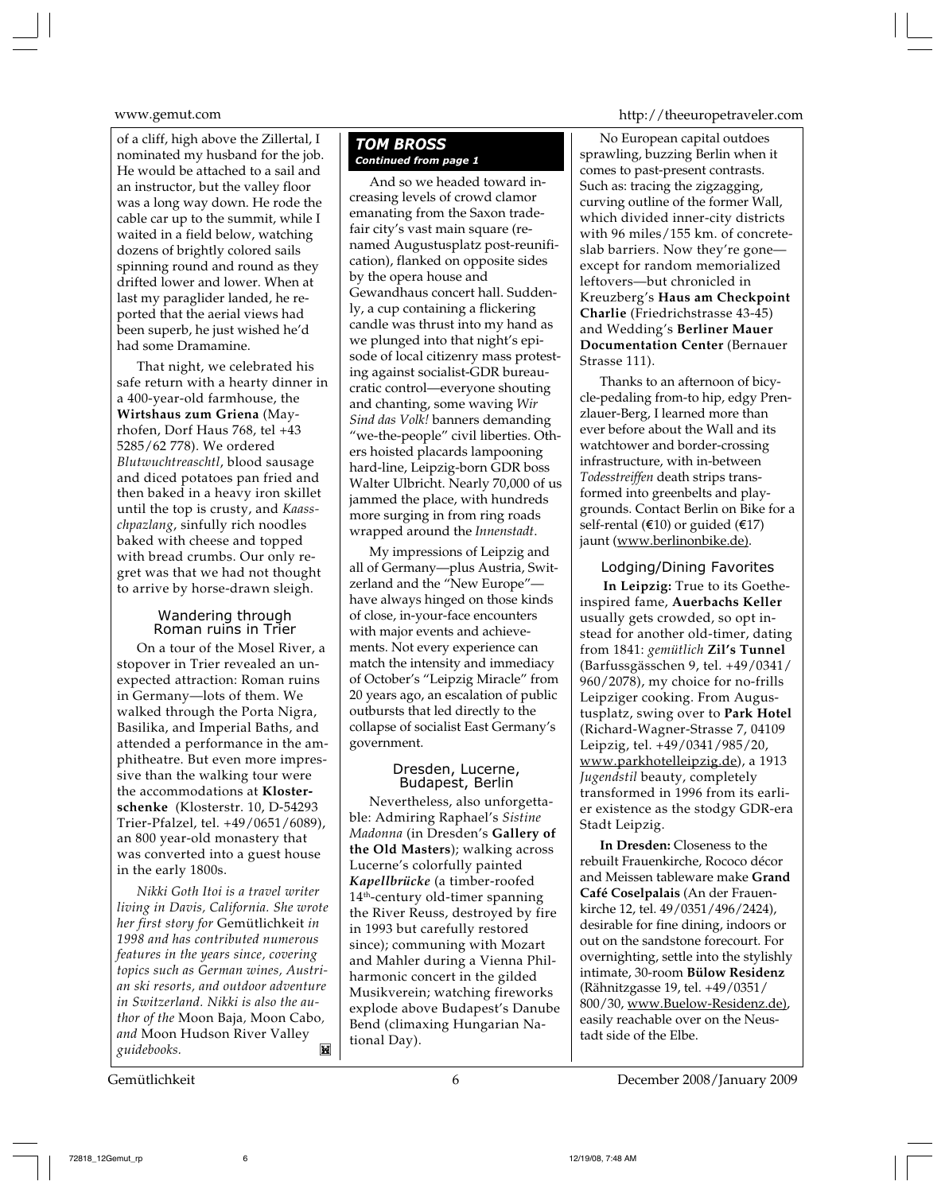of a cliff, high above the Zillertal, I nominated my husband for the job. He would be attached to a sail and an instructor, but the valley floor was a long way down. He rode the cable car up to the summit, while I waited in a field below, watching dozens of brightly colored sails spinning round and round as they drifted lower and lower. When at last my paraglider landed, he reported that the aerial views had been superb, he just wished he'd had some Dramamine.

That night, we celebrated his safe return with a hearty dinner in a 400-year-old farmhouse, the **Wirtshaus zum Griena** (Mayrhofen, Dorf Haus 768, tel +43 5285/62 778). We ordered *Blutwuchtreaschtl*, blood sausage and diced potatoes pan fried and then baked in a heavy iron skillet until the top is crusty, and *Kaasschpazlang*, sinfully rich noodles baked with cheese and topped with bread crumbs. Our only regret was that we had not thought to arrive by horse-drawn sleigh.

### Wandering through Roman ruins in Trier

On a tour of the Mosel River, a stopover in Trier revealed an unexpected attraction: Roman ruins in Germany—lots of them. We walked through the Porta Nigra, Basilika, and Imperial Baths, and attended a performance in the amphitheatre. But even more impressive than the walking tour were the accommodations at **Klosterschenke** (Klosterstr. 10, D-54293 Trier-Pfalzel, tel. +49/0651/6089), an 800 year-old monastery that was converted into a guest house in the early 1800s.

*Nikki Goth Itoi is a travel writer living in Davis, California. She wrote her first story for* Gemütlichkeit *in 1998 and has contributed numerous features in the years since, covering topics such as German wines, Austrian ski resorts, and outdoor adventure in Switzerland. Nikki is also the author of the* Moon Baja, Moon Cabo, *and* Moon Hudson River Valley *guidebooks.*

## TOM BROSS

*Continued from page 1*

And so we headed toward increasing levels of crowd clamor emanating from the Saxon trade-fair city's vast main square (renamed Augustusplatz post-reunification), flanked on opposite sides by the opera house and Gewandhaus concert hall. Suddenly, a cup containing a flickering candle was thrust into my hand as we plunged into that night's episode of local citizenry mass protesting against socialist-GDR bureaucratic control—everyone shouting and chanting, some waving *Wir Sind das Volk!* banners demanding "we-the-people" civil liberties. Others hoisted placards lampooning hard-line, Leipzig-born GDR boss Walter Ulbricht. Nearly 70,000 of us jammed the place, with hundreds more surging in from ring roads wrapped around the *Innenstadt*.

My impressions of Leipzig and all of Germany—plus Austria, Switzerland and the "New Europe"—have always hinged on those kinds of close, in-your-face encounters with major events and achievements. Not every experience can match the intensity and immediacy of October's "Leipzig Miracle" from 20 years ago, an escalation of public outbursts that led directly to the collapse of socialist East Germany's government.

### Dresden, Lucerne, Budapest, Berlin

Nevertheless, also unforgettable: Admiring Raphael's *Sistine Madonna* (in Dresden's **Gallery of the Old Masters**); walking across Lucerne's colorfully painted ***Kapellbrücke*** (a timber-roofed 14th-century old-timer spanning the River Reuss, destroyed by fire in 1993 but carefully restored since); communing with Mozart and Mahler during a Vienna Philharmonic concert in the gilded Musikverein; watching fireworks explode above Budapest's Danube Bend (climaxing Hungarian National Day).

No European capital outdoes sprawling, buzzing Berlin when it comes to past-present contrasts. Such as: tracing the zigzagging, curving outline of the former Wall, which divided inner-city districts with 96 miles/155 km. of concrete-slab barriers. Now they're gone—except for random memorialized leftovers—but chronicled in Kreuzberg's **Haus am Checkpoint Charlie** (Friedrichstrasse 43-45) and Wedding's **Berliner Mauer Documentation Center** (Bernauer Strasse 111).

Thanks to an afternoon of bicycle-pedaling from-to hip, edgy Prenzlauer-Berg, I learned more than ever before about the Wall and its watchtower and border-crossing infrastructure, with in-between *Todesstreiffen* death strips transformed into greenbelts and playgrounds. Contact Berlin on Bike for a self-rental (€10) or guided (€17) jaunt (www.berlinonbike.de).

### Lodging/Dining Favorites

**In Leipzig:** True to its Goethe-inspired fame, **Auerbachs Keller** usually gets crowded, so opt instead for another old-timer, dating from 1841: *gemütlich* **Zil's Tunnel** (Barfussgässchen 9, tel. +49/0341/960/2078), my choice for no-frills Leipziger cooking. From Augustusplatz, swing over to **Park Hotel** (Richard-Wagner-Strasse 7, 04109 Leipzig, tel. +49/0341/985/20, www.parkhotelleipzig.de), a 1913 *Jugendstil* beauty, completely transformed in 1996 from its earlier existence as the stodgy GDR-era Stadt Leipzig.

**In Dresden:** Closeness to the rebuilt Frauenkirche, Rococo décor and Meissen tableware make **Grand Café Coselpalais** (An der Frauenkirche 12, tel. 49/0351/496/2424), desirable for fine dining, indoors or out on the sandstone forecourt. For overnighting, settle into the stylishly intimate, 30-room **Bülow Residenz** (Rähnitzgasse 19, tel. +49/0351/800/30, www.Buelow-Residenz.de), easily reachable over on the Neustadt side of the Elbe.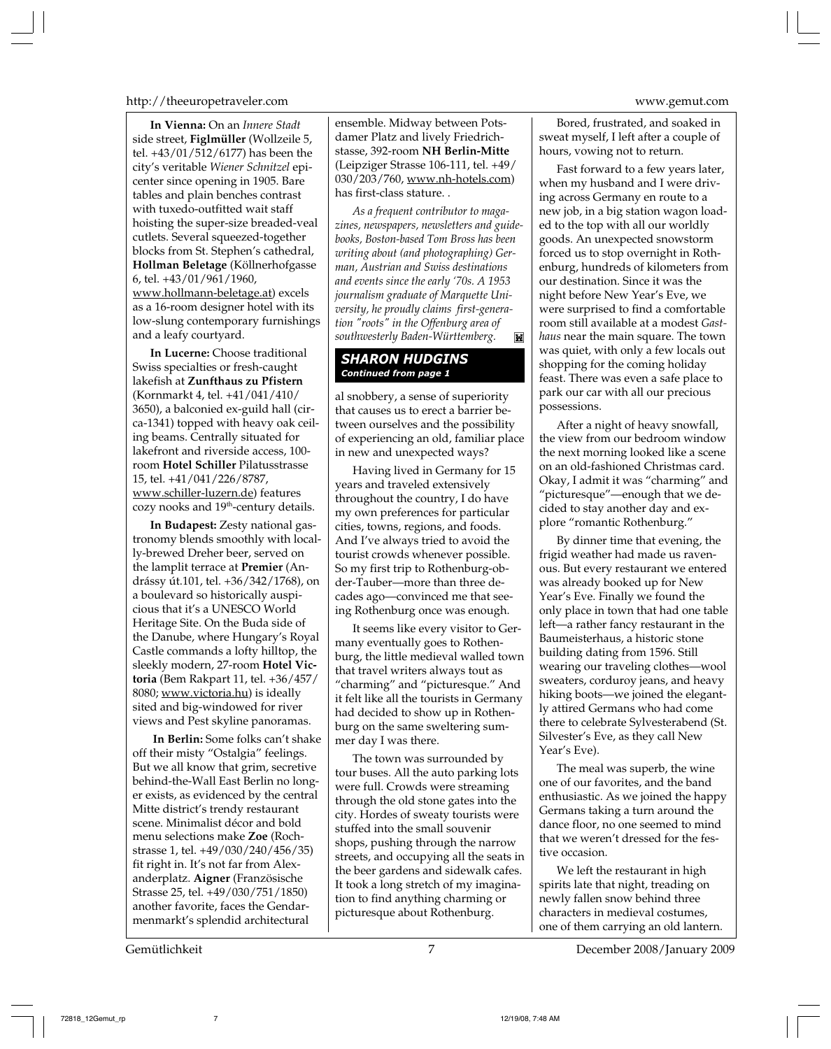**In Vienna:** On an *Innere Stadt* side street, **Figlmüller** (Wollzeile 5, tel. +43/01/512/6177) has been the city's veritable *Wiener Schnitzel* epicenter since opening in 1905. Bare tables and plain benches contrast with tuxedo-outfitted wait staff hoisting the super-size breaded-veal cutlets. Several squeezed-together blocks from St. Stephen's cathedral, **Hollman Beletage** (Köllnerhofgasse 6, tel. +43/01/961/1960, www.hollmann-beletage.at) excels as a 16-room designer hotel with its low-slung contemporary furnishings and a leafy courtyard.

**In Lucerne:** Choose traditional Swiss specialties or fresh-caught lakefish at **Zunfthaus zu Pfistern** (Kornmarkt 4, tel. +41/041/410/3650), a balconied ex-guild hall (circa-1341) topped with heavy oak ceiling beams. Centrally situated for lakefront and riverside access, 100-room **Hotel Schiller** Pilatusstrasse 15, tel. +41/041/226/8787, www.schiller-luzern.de) features cozy nooks and 19th-century details.

**In Budapest:** Zesty national gastronomy blends smoothly with locally-brewed Dreher beer, served on the lamplit terrace at **Premier** (Andrássy út.101, tel. +36/342/1768), on a boulevard so historically auspicious that it's a UNESCO World Heritage Site. On the Buda side of the Danube, where Hungary's Royal Castle commands a lofty hilltop, the sleekly modern, 27-room **Hotel Victoria** (Bem Rakpart 11, tel. +36/457/8080; www.victoria.hu) is ideally sited and big-windowed for river views and Pest skyline panoramas.

**In Berlin:** Some folks can't shake off their misty "Ostalgia" feelings. But we all know that grim, secretive behind-the-Wall East Berlin no longer exists, as evidenced by the central Mitte district's trendy restaurant scene. Minimalist décor and bold menu selections make **Zoe** (Rochstrasse 1, tel. +49/030/240/456/35) fit right in. It's not far from Alexanderplatz. **Aigner** (Französische Strasse 25, tel. +49/030/751/1850) another favorite, faces the Gendarmenmarkt's splendid architectural ensemble. Midway between Potsdamer Platz and lively Friedrichstasse, 392-room **NH Berlin-Mitte** (Leipziger Strasse 106-111, tel. +49/030/203/760, www.nh-hotels.com) has first-class stature. .

*As a frequent contributor to magazines, newspapers, newsletters and guidebooks, Boston-based Tom Bross has been writing about (and photographing) German, Austrian and Swiss destinations and events since the early '70s. A 1953 journalism graduate of Marquette University, he proudly claims first-generation "roots" in the Offenburg area of southwesterly Baden-Württemberg.*

### SHARON HUDGINS
***Continued from page 1***

al snobbery, a sense of superiority that causes us to erect a barrier between ourselves and the possibility of experiencing an old, familiar place in new and unexpected ways?

Having lived in Germany for 15 years and traveled extensively throughout the country, I do have my own preferences for particular cities, towns, regions, and foods. And I've always tried to avoid the tourist crowds whenever possible. So my first trip to Rothenburg-ob-der-Tauber—more than three decades ago—convinced me that seeing Rothenburg once was enough.

It seems like every visitor to Germany eventually goes to Rothenburg, the little medieval walled town that travel writers always tout as "charming" and "picturesque." And it felt like all the tourists in Germany had decided to show up in Rothenburg on the same sweltering summer day I was there.

The town was surrounded by tour buses. All the auto parking lots were full. Crowds were streaming through the old stone gates into the city. Hordes of sweaty tourists were stuffed into the small souvenir shops, pushing through the narrow streets, and occupying all the seats in the beer gardens and sidewalk cafes. It took a long stretch of my imagination to find anything charming or picturesque about Rothenburg.

Bored, frustrated, and soaked in sweat myself, I left after a couple of hours, vowing not to return.

Fast forward to a few years later, when my husband and I were driving across Germany en route to a new job, in a big station wagon loaded to the top with all our worldly goods. An unexpected snowstorm forced us to stop overnight in Rothenburg, hundreds of kilometers from our destination. Since it was the night before New Year's Eve, we were surprised to find a comfortable room still available at a modest *Gasthaus* near the main square. The town was quiet, with only a few locals out shopping for the coming holiday feast. There was even a safe place to park our car with all our precious possessions.

After a night of heavy snowfall, the view from our bedroom window the next morning looked like a scene on an old-fashioned Christmas card. Okay, I admit it was "charming" and "picturesque"—enough that we decided to stay another day and explore "romantic Rothenburg."

By dinner time that evening, the frigid weather had made us ravenous. But every restaurant we entered was already booked up for New Year's Eve. Finally we found the only place in town that had one table left—a rather fancy restaurant in the Baumeisterhaus, a historic stone building dating from 1596. Still wearing our traveling clothes—wool sweaters, corduroy jeans, and heavy hiking boots—we joined the elegantly attired Germans who had come there to celebrate Sylvesterabend (St. Silvester's Eve, as they call New Year's Eve).

The meal was superb, the wine one of our favorites, and the band enthusiastic. As we joined the happy Germans taking a turn around the dance floor, no one seemed to mind that we weren't dressed for the festive occasion.

We left the restaurant in high spirits late that night, treading on newly fallen snow behind three characters in medieval costumes, one of them carrying an old lantern.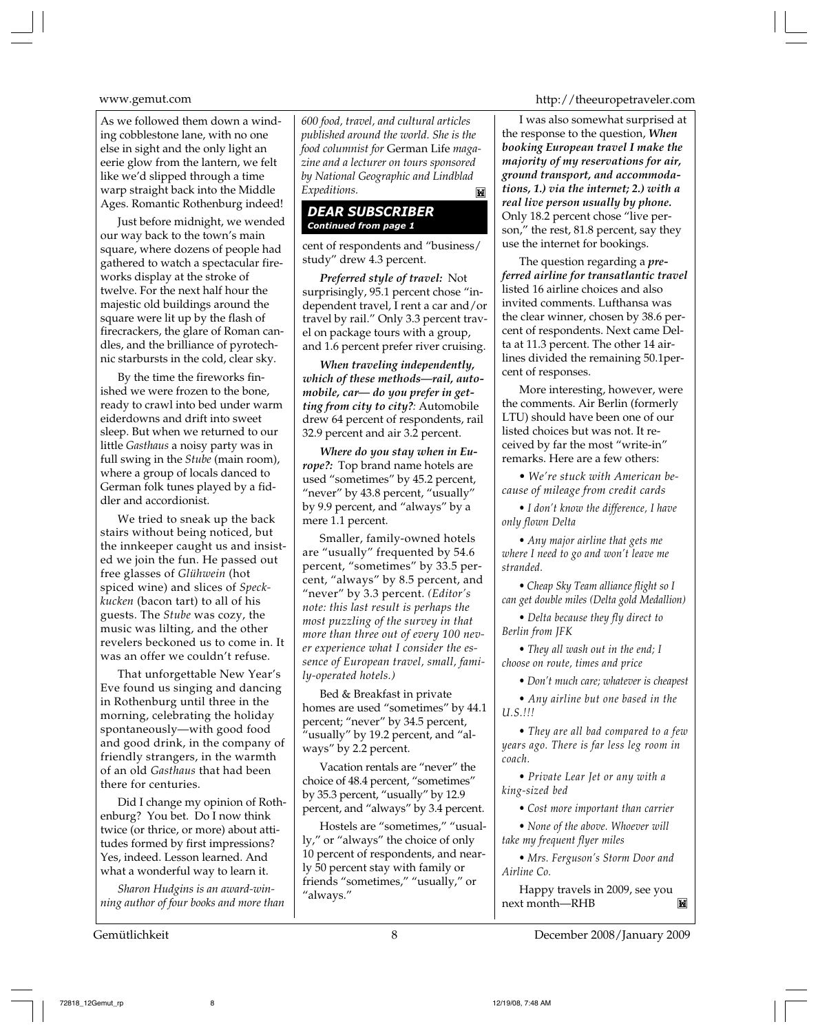As we followed them down a winding cobblestone lane, with no one else in sight and the only light an eerie glow from the lantern, we felt like we'd slipped through a time warp straight back into the Middle Ages. Romantic Rothenburg indeed!

Just before midnight, we wended our way back to the town's main square, where dozens of people had gathered to watch a spectacular fireworks display at the stroke of twelve. For the next half hour the majestic old buildings around the square were lit up by the flash of firecrackers, the glare of Roman candles, and the brilliance of pyrotechnic starbursts in the cold, clear sky.

By the time the fireworks finished we were frozen to the bone, ready to crawl into bed under warm eiderdowns and drift into sweet sleep. But when we returned to our little *Gasthaus* a noisy party was in full swing in the *Stube* (main room), where a group of locals danced to German folk tunes played by a fiddler and accordionist.

We tried to sneak up the back stairs without being noticed, but the innkeeper caught us and insisted we join the fun. He passed out free glasses of *Glühwein* (hot spiced wine) and slices of *Speckkucken* (bacon tart) to all of his guests. The *Stube* was cozy, the music was lilting, and the other revelers beckoned us to come in. It was an offer we couldn't refuse.

That unforgettable New Year's Eve found us singing and dancing in Rothenburg until three in the morning, celebrating the holiday spontaneously—with good food and good drink, in the company of friendly strangers, in the warmth of an old *Gasthaus* that had been there for centuries.

Did I change my opinion of Rothenburg? You bet. Do I now think twice (or thrice, or more) about attitudes formed by first impressions? Yes, indeed. Lesson learned. And what a wonderful way to learn it.

*Sharon Hudgins is an award-winning author of four books and more than 600 food, travel, and cultural articles published around the world. She is the food columnist for* German Life *magazine and a lecturer on tours sponsored by National Geographic and Lindblad Expeditions.*

## DEAR SUBSCRIBER

***Continued from page 1***

cent of respondents and "business/study" drew 4.3 percent.

***Preferred style of travel:*** Not surprisingly, 95.1 percent chose "independent travel, I rent a car and/or travel by rail." Only 3.3 percent travel on package tours with a group, and 1.6 percent prefer river cruising.

***When traveling independently, which of these methods—rail, automobile, car— do you prefer in getting from city to city?:*** Automobile drew 64 percent of respondents, rail 32.9 percent and air 3.2 percent.

***Where do you stay when in Europe?:*** Top brand name hotels are used "sometimes" by 45.2 percent, "never" by 43.8 percent, "usually" by 9.9 percent, and "always" by a mere 1.1 percent.

Smaller, family-owned hotels are "usually" frequented by 54.6 percent, "sometimes" by 33.5 percent, "always" by 8.5 percent, and "never" by 3.3 percent. *(Editor's note: this last result is perhaps the most puzzling of the survey in that more than three out of every 100 never experience what I consider the essence of European travel, small, family-operated hotels.)*

Bed & Breakfast in private homes are used "sometimes" by 44.1 percent; "never" by 34.5 percent, "usually" by 19.2 percent, and "always" by 2.2 percent.

Vacation rentals are "never" the choice of 48.4 percent, "sometimes" by 35.3 percent, "usually" by 12.9 percent, and "always" by 3.4 percent.

Hostels are "sometimes," "usually," or "always" the choice of only 10 percent of respondents, and nearly 50 percent stay with family or friends "sometimes," "usually," or "always."

I was also somewhat surprised at the response to the question, ***When booking European travel I make the majority of my reservations for air, ground transport, and accommodations, 1.) via the internet; 2.) with a real live person usually by phone.*** Only 18.2 percent chose "live person," the rest, 81.8 percent, say they use the internet for bookings.

The question regarding a ***preferred airline for transatlantic travel*** listed 16 airline choices and also invited comments. Lufthansa was the clear winner, chosen by 38.6 percent of respondents. Next came Delta at 11.3 percent. The other 14 airlines divided the remaining 50.1percent of responses.

More interesting, however, were the comments. Air Berlin (formerly LTU) should have been one of our listed choices but was not. It received by far the most "write-in" remarks. Here are a few others:

- *We're stuck with American because of mileage from credit cards*
- *I don't know the difference, I have only flown Delta*
- *Any major airline that gets me where I need to go and won't leave me stranded.*
- *Cheap Sky Team alliance flight so I can get double miles (Delta gold Medallion)*
- *Delta because they fly direct to Berlin from JFK*
- *They all wash out in the end; I choose on route, times and price*
- *Don't much care; whatever is cheapest*
- *Any airline but one based in the U.S.!!!*
- *They are all bad compared to a few years ago. There is far less leg room in coach.*
- *Private Lear Jet or any with a king-sized bed*
- *Cost more important than carrier*
- *None of the above. Whoever will take my frequent flyer miles*
- *Mrs. Ferguson's Storm Door and Airline Co.*

Happy travels in 2009, see you next month—RHB